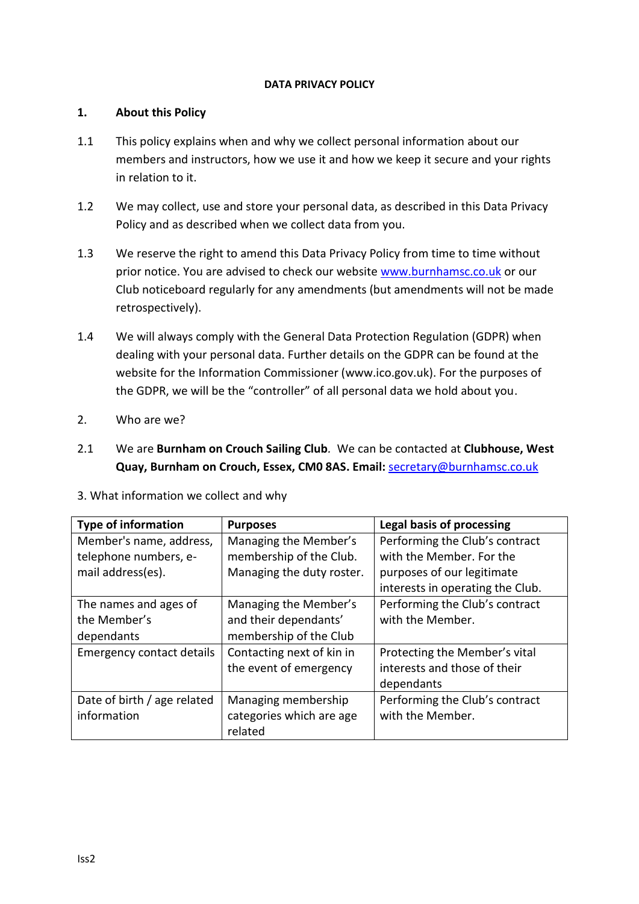**DATA PRIVACY POLICY**

**1. About this Policy**

1.1 This policy explains when and why we collect personal information about our members and instructors, how we use it and how we keep it secure and your rights in relation to it.

1.2 We may collect, use and store your personal data, as described in this Data Privacy Policy and as described when we collect data from you.

1.3 We reserve the right to amend this Data Privacy Policy from time to time without prior notice. You are advised to check our website www.burnhamsc.co.uk or our Club noticeboard regularly for any amendments (but amendments will not be made retrospectively).

1.4 We will always comply with the General Data Protection Regulation (GDPR) when dealing with your personal data. Further details on the GDPR can be found at the website for the Information Commissioner (www.ico.gov.uk). For the purposes of the GDPR, we will be the "controller" of all personal data we hold about you.

2. Who are we?

2.1 We are **Burnham on Crouch Sailing Club**. We can be contacted at **Clubhouse, West Quay, Burnham on Crouch, Essex, CM0 8AS. Email:** secretary@burnhamsc.co.uk

3. What information we collect and why

| **Type of information** | **Purposes** | **Legal basis of processing** |
|---|---|---|
| Member's name, address, telephone numbers, e-mail address(es). | Managing the Member's membership of the Club. Managing the duty roster. | Performing the Club's contract with the Member. For the purposes of our legitimate interests in operating the Club. |
| The names and ages of the Member's dependants | Managing the Member's and their dependants' membership of the Club | Performing the Club's contract with the Member. |
| Emergency contact details | Contacting next of kin in the event of emergency | Protecting the Member's vital interests and those of their dependants |
| Date of birth / age related information | Managing membership categories which are age related | Performing the Club's contract with the Member. |

Iss2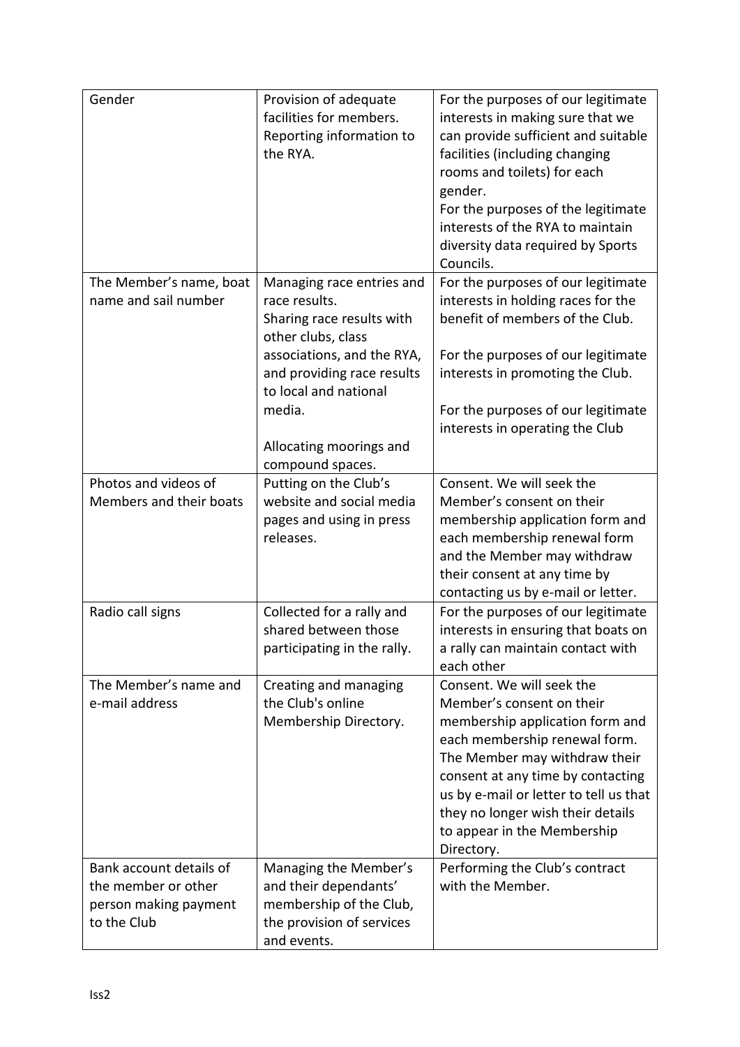| | | |
|---|---|---|
| Gender | Provision of adequate facilities for members.<br>Reporting information to the RYA. | For the purposes of our legitimate interests in making sure that we can provide sufficient and suitable facilities (including changing rooms and toilets) for each gender.<br>For the purposes of the legitimate interests of the RYA to maintain diversity data required by Sports Councils. |
| The Member's name, boat name and sail number | Managing race entries and race results.<br>Sharing race results with other clubs, class associations, and the RYA, and providing race results to local and national media.<br><br>Allocating moorings and compound spaces. | For the purposes of our legitimate interests in holding races for the benefit of members of the Club.<br><br>For the purposes of our legitimate interests in promoting the Club.<br><br>For the purposes of our legitimate interests in operating the Club |
| Photos and videos of Members and their boats | Putting on the Club's website and social media pages and using in press releases. | Consent. We will seek the Member's consent on their membership application form and each membership renewal form and the Member may withdraw their consent at any time by contacting us by e-mail or letter. |
| Radio call signs | Collected for a rally and shared between those participating in the rally. | For the purposes of our legitimate interests in ensuring that boats on a rally can maintain contact with each other |
| The Member's name and e-mail address | Creating and managing the Club's online Membership Directory. | Consent. We will seek the Member's consent on their membership application form and each membership renewal form. The Member may withdraw their consent at any time by contacting us by e-mail or letter to tell us that they no longer wish their details to appear in the Membership Directory. |
| Bank account details of the member or other person making payment to the Club | Managing the Member's and their dependants' membership of the Club, the provision of services and events. | Performing the Club's contract with the Member. |

Iss2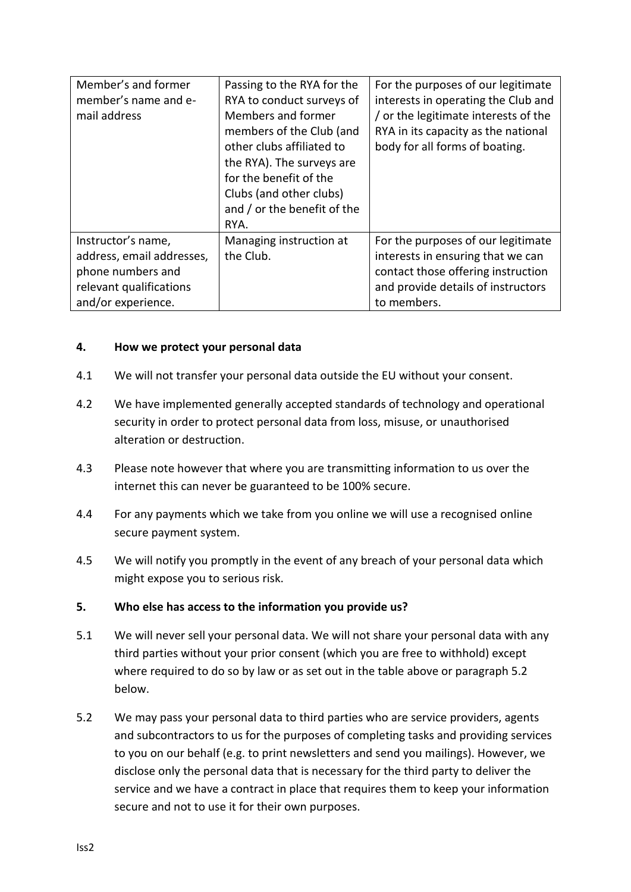| | | |
|---|---|---|
| Member's and former member's name and e-mail address | Passing to the RYA for the RYA to conduct surveys of Members and former members of the Club (and other clubs affiliated to the RYA). The surveys are for the benefit of the Clubs (and other clubs) and / or the benefit of the RYA. | For the purposes of our legitimate interests in operating the Club and / or the legitimate interests of the RYA in its capacity as the national body for all forms of boating. |
| Instructor's name, address, email addresses, phone numbers and relevant qualifications and/or experience. | Managing instruction at the Club. | For the purposes of our legitimate interests in ensuring that we can contact those offering instruction and provide details of instructors to members. |

**4. How we protect your personal data**

4.1 We will not transfer your personal data outside the EU without your consent.

4.2 We have implemented generally accepted standards of technology and operational security in order to protect personal data from loss, misuse, or unauthorised alteration or destruction.

4.3 Please note however that where you are transmitting information to us over the internet this can never be guaranteed to be 100% secure.

4.4 For any payments which we take from you online we will use a recognised online secure payment system.

4.5 We will notify you promptly in the event of any breach of your personal data which might expose you to serious risk.

**5. Who else has access to the information you provide us?**

5.1 We will never sell your personal data. We will not share your personal data with any third parties without your prior consent (which you are free to withhold) except where required to do so by law or as set out in the table above or paragraph 5.2 below.

5.2 We may pass your personal data to third parties who are service providers, agents and subcontractors to us for the purposes of completing tasks and providing services to you on our behalf (e.g. to print newsletters and send you mailings). However, we disclose only the personal data that is necessary for the third party to deliver the service and we have a contract in place that requires them to keep your information secure and not to use it for their own purposes.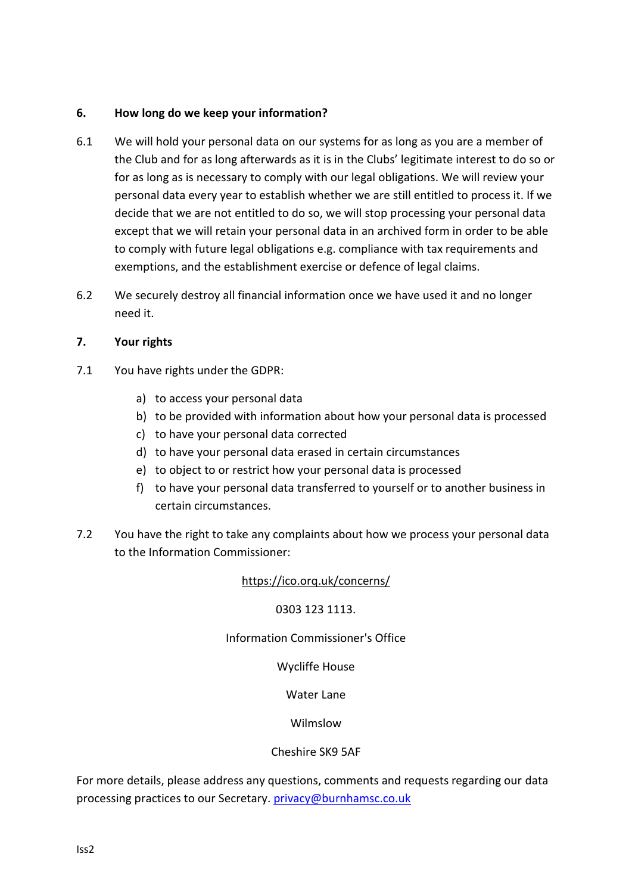## 6. How long do we keep your information?

6.1 We will hold your personal data on our systems for as long as you are a member of the Club and for as long afterwards as it is in the Clubs' legitimate interest to do so or for as long as is necessary to comply with our legal obligations. We will review your personal data every year to establish whether we are still entitled to process it. If we decide that we are not entitled to do so, we will stop processing your personal data except that we will retain your personal data in an archived form in order to be able to comply with future legal obligations e.g. compliance with tax requirements and exemptions, and the establishment exercise or defence of legal claims.

6.2 We securely destroy all financial information once we have used it and no longer need it.

## 7. Your rights

7.1 You have rights under the GDPR:

a) to access your personal data
b) to be provided with information about how your personal data is processed
c) to have your personal data corrected
d) to have your personal data erased in certain circumstances
e) to object to or restrict how your personal data is processed
f) to have your personal data transferred to yourself or to another business in certain circumstances.

7.2 You have the right to take any complaints about how we process your personal data to the Information Commissioner:

https://ico.org.uk/concerns/

0303 123 1113.

Information Commissioner's Office

Wycliffe House

Water Lane

Wilmslow

Cheshire SK9 5AF

For more details, please address any questions, comments and requests regarding our data processing practices to our Secretary. privacy@burnhamsc.co.uk

Iss2